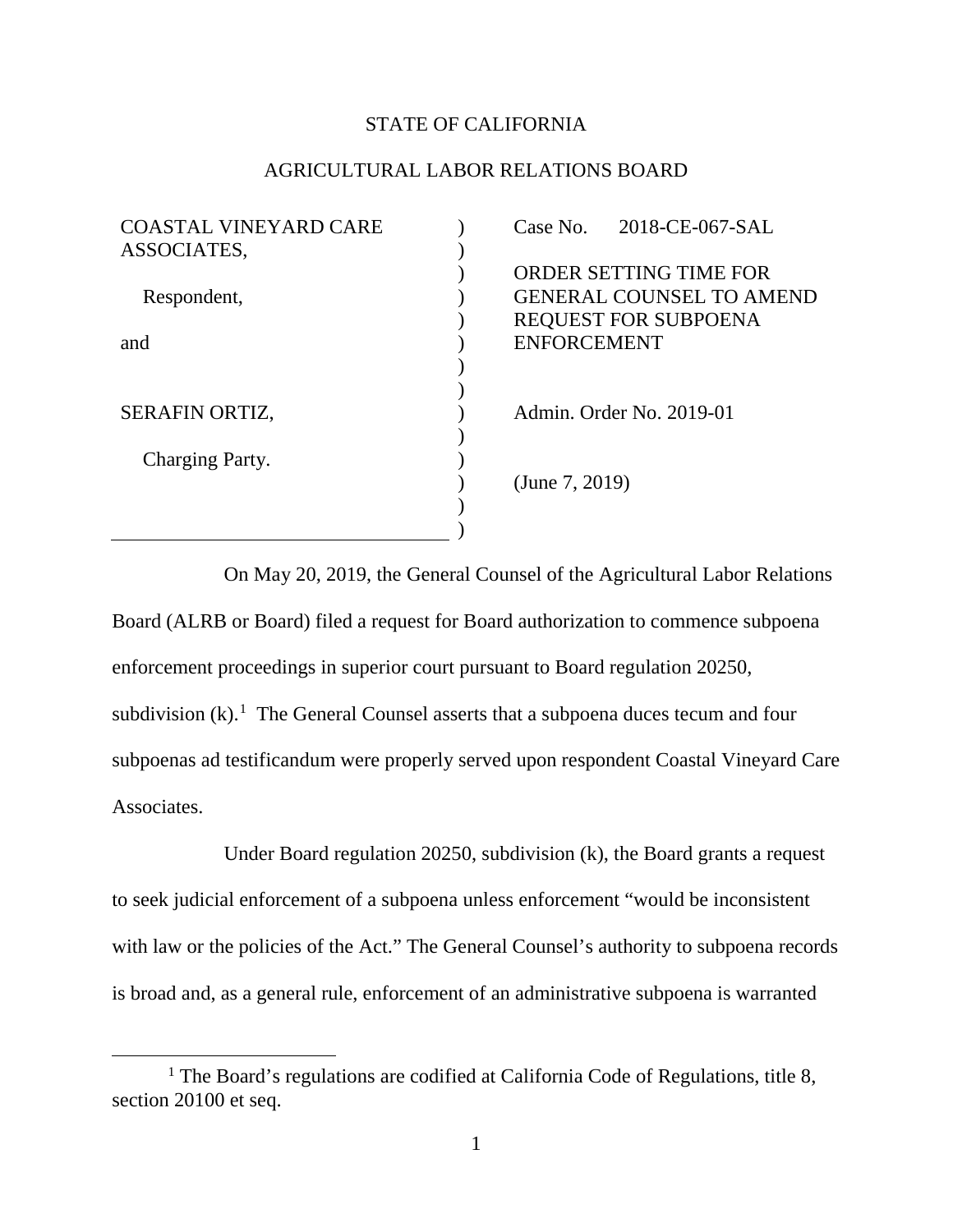STATE OF CALIFORNIA

AGRICULTURAL LABOR RELATIONS BOARD

| | | |
|---|---|---|
| COASTAL VINEYARD CARE ASSOCIATES, | ) | Case No. 2018-CE-067-SAL |
| Respondent, | ) | ORDER SETTING TIME FOR GENERAL COUNSEL TO AMEND REQUEST FOR SUBPOENA ENFORCEMENT |
| and | ) | |
| SERAFIN ORTIZ, | ) | Admin. Order No. 2019-01 |
| Charging Party. | ) | (June 7, 2019) |

On May 20, 2019, the General Counsel of the Agricultural Labor Relations Board (ALRB or Board) filed a request for Board authorization to commence subpoena enforcement proceedings in superior court pursuant to Board regulation 20250, subdivision (k).[1] The General Counsel asserts that a subpoena duces tecum and four subpoenas ad testificandum were properly served upon respondent Coastal Vineyard Care Associates.

Under Board regulation 20250, subdivision (k), the Board grants a request to seek judicial enforcement of a subpoena unless enforcement "would be inconsistent with law or the policies of the Act." The General Counsel's authority to subpoena records is broad and, as a general rule, enforcement of an administrative subpoena is warranted

[1] The Board's regulations are codified at California Code of Regulations, title 8, section 20100 et seq.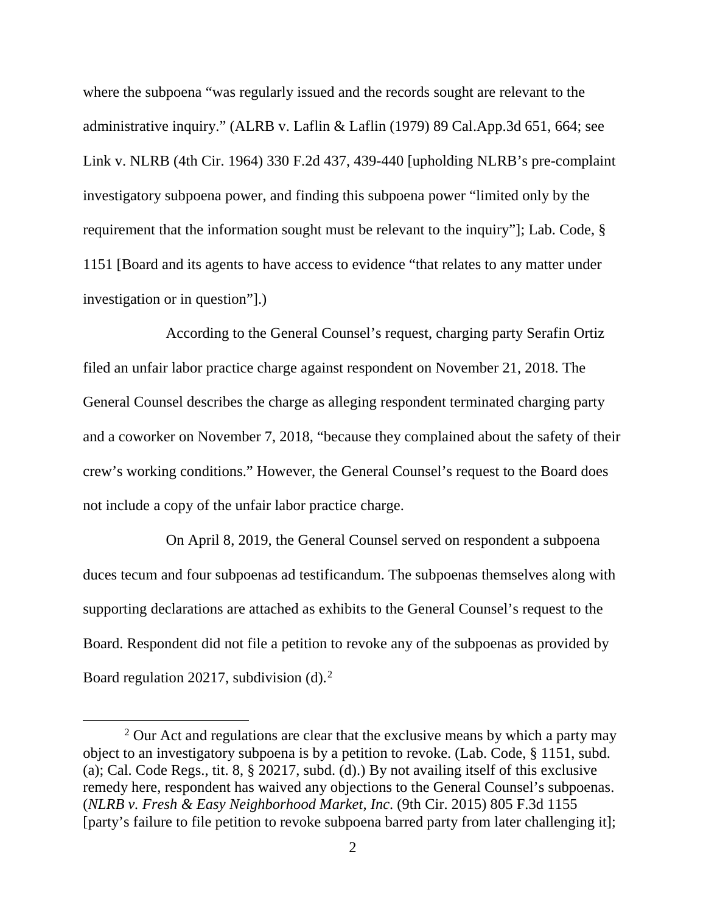where the subpoena "was regularly issued and the records sought are relevant to the administrative inquiry." (ALRB v. Laflin & Laflin (1979) 89 Cal.App.3d 651, 664; see Link v. NLRB (4th Cir. 1964) 330 F.2d 437, 439-440 [upholding NLRB's pre-complaint investigatory subpoena power, and finding this subpoena power "limited only by the requirement that the information sought must be relevant to the inquiry"]; Lab. Code, § 1151 [Board and its agents to have access to evidence "that relates to any matter under investigation or in question"].)

According to the General Counsel's request, charging party Serafin Ortiz filed an unfair labor practice charge against respondent on November 21, 2018. The General Counsel describes the charge as alleging respondent terminated charging party and a coworker on November 7, 2018, "because they complained about the safety of their crew's working conditions." However, the General Counsel's request to the Board does not include a copy of the unfair labor practice charge.

On April 8, 2019, the General Counsel served on respondent a subpoena duces tecum and four subpoenas ad testificandum. The subpoenas themselves along with supporting declarations are attached as exhibits to the General Counsel's request to the Board. Respondent did not file a petition to revoke any of the subpoenas as provided by Board regulation 20217, subdivision (d).[2]

[2] Our Act and regulations are clear that the exclusive means by which a party may object to an investigatory subpoena is by a petition to revoke. (Lab. Code, § 1151, subd. (a); Cal. Code Regs., tit. 8, § 20217, subd. (d).) By not availing itself of this exclusive remedy here, respondent has waived any objections to the General Counsel's subpoenas. (*NLRB v. Fresh & Easy Neighborhood Market, Inc.* (9th Cir. 2015) 805 F.3d 1155 [party's failure to file petition to revoke subpoena barred party from later challenging it];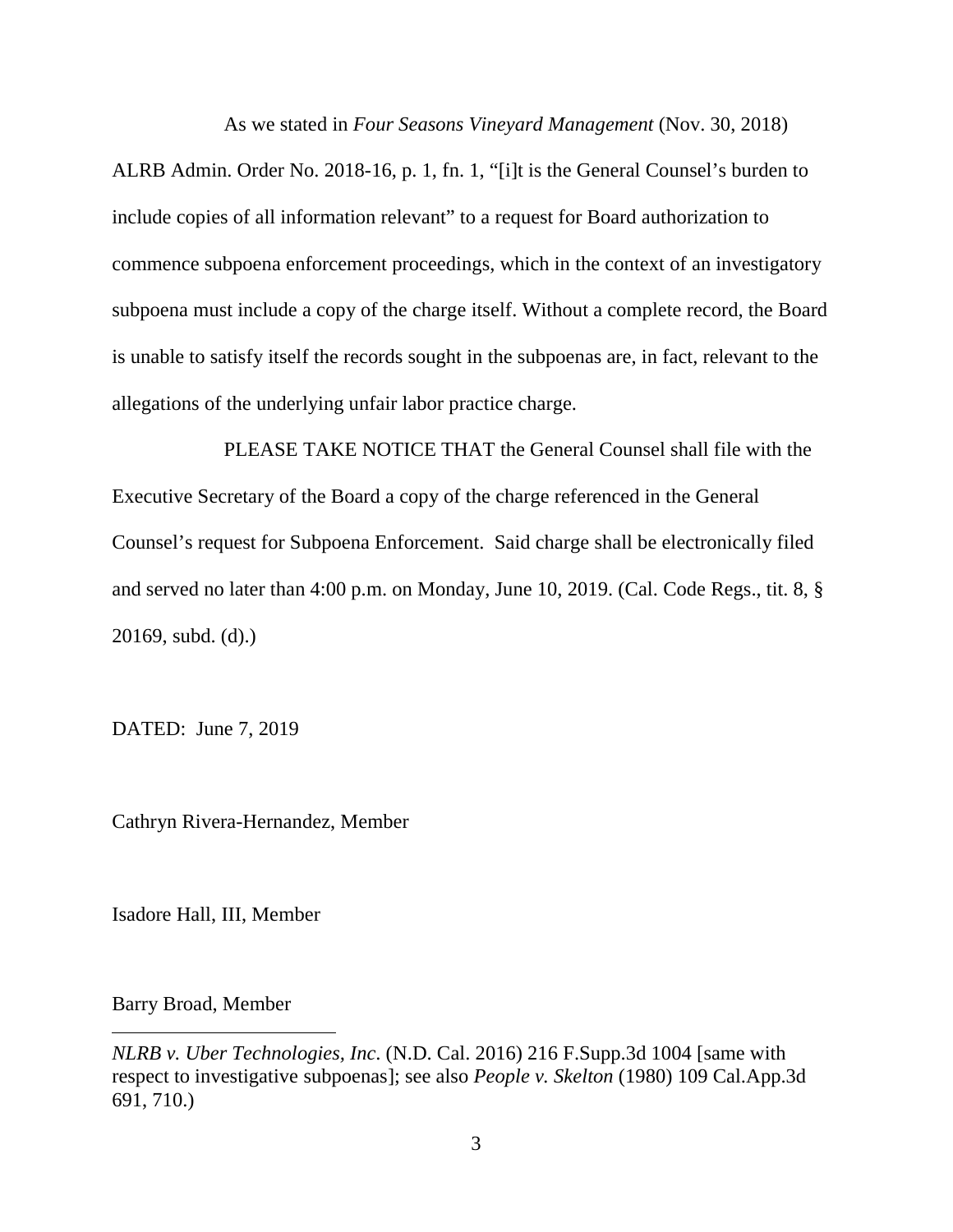As we stated in *Four Seasons Vineyard Management* (Nov. 30, 2018) ALRB Admin. Order No. 2018-16, p. 1, fn. 1, "[i]t is the General Counsel's burden to include copies of all information relevant" to a request for Board authorization to commence subpoena enforcement proceedings, which in the context of an investigatory subpoena must include a copy of the charge itself. Without a complete record, the Board is unable to satisfy itself the records sought in the subpoenas are, in fact, relevant to the allegations of the underlying unfair labor practice charge.

PLEASE TAKE NOTICE THAT the General Counsel shall file with the Executive Secretary of the Board a copy of the charge referenced in the General Counsel's request for Subpoena Enforcement. Said charge shall be electronically filed and served no later than 4:00 p.m. on Monday, June 10, 2019. (Cal. Code Regs., tit. 8, § 20169, subd. (d).)

DATED: June 7, 2019

Cathryn Rivera-Hernandez, Member

Isadore Hall, III, Member

Barry Broad, Member

---

*NLRB v. Uber Technologies, Inc.* (N.D. Cal. 2016) 216 F.Supp.3d 1004 [same with respect to investigative subpoenas]; see also *People v. Skelton* (1980) 109 Cal.App.3d 691, 710.)